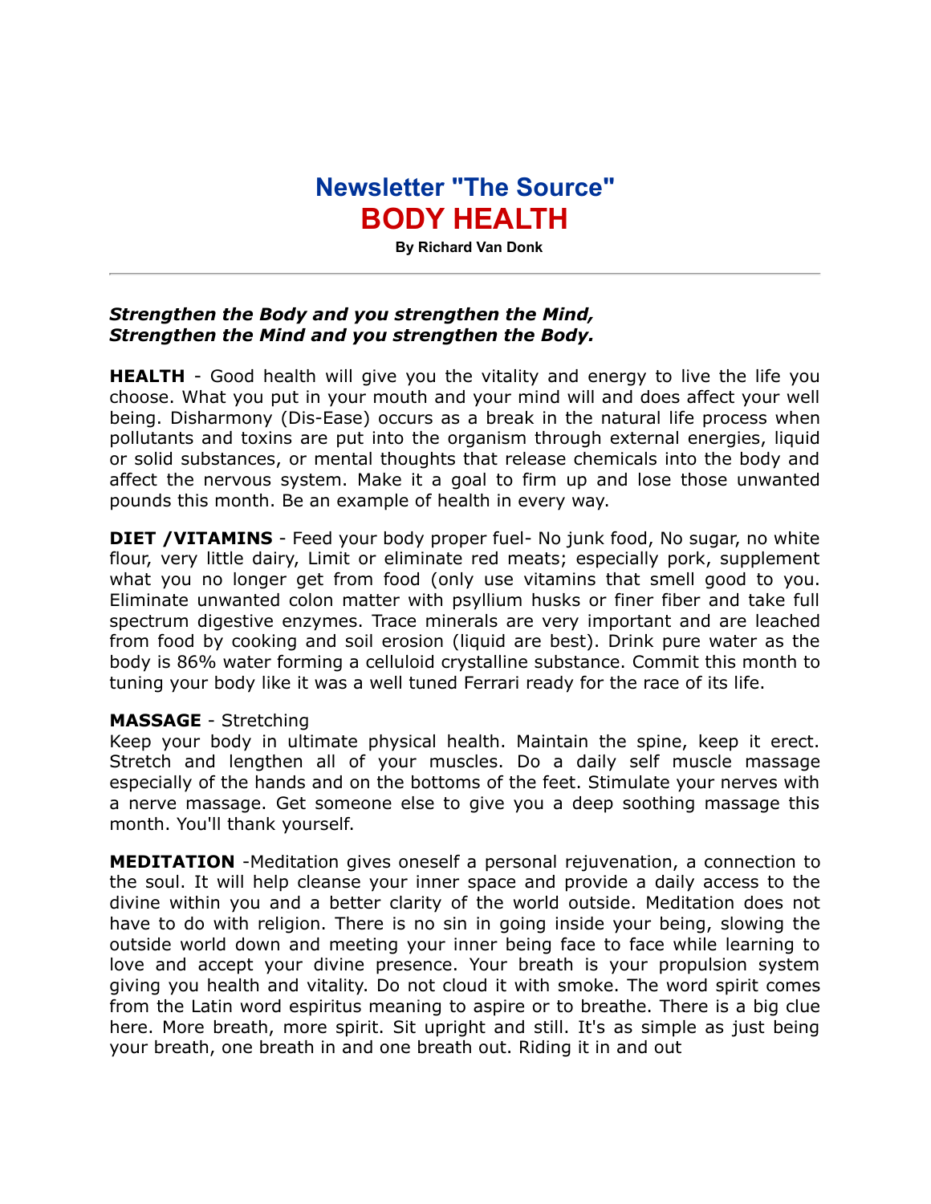# Newsletter "The Source"

# BODY HEALTH

**By Richard Van Donk**

---

***Strengthen the Body and you strengthen the Mind,***
***Strengthen the Mind and you strengthen the Body.***

**HEALTH** - Good health will give you the vitality and energy to live the life you choose. What you put in your mouth and your mind will and does affect your well being. Disharmony (Dis-Ease) occurs as a break in the natural life process when pollutants and toxins are put into the organism through external energies, liquid or solid substances, or mental thoughts that release chemicals into the body and affect the nervous system. Make it a goal to firm up and lose those unwanted pounds this month. Be an example of health in every way.

**DIET /VITAMINS** - Feed your body proper fuel- No junk food, No sugar, no white flour, very little dairy, Limit or eliminate red meats; especially pork, supplement what you no longer get from food (only use vitamins that smell good to you. Eliminate unwanted colon matter with psyllium husks or finer fiber and take full spectrum digestive enzymes. Trace minerals are very important and are leached from food by cooking and soil erosion (liquid are best). Drink pure water as the body is 86% water forming a celluloid crystalline substance. Commit this month to tuning your body like it was a well tuned Ferrari ready for the race of its life.

**MASSAGE** - Stretching
Keep your body in ultimate physical health. Maintain the spine, keep it erect. Stretch and lengthen all of your muscles. Do a daily self muscle massage especially of the hands and on the bottoms of the feet. Stimulate your nerves with a nerve massage. Get someone else to give you a deep soothing massage this month. You'll thank yourself.

**MEDITATION** -Meditation gives oneself a personal rejuvenation, a connection to the soul. It will help cleanse your inner space and provide a daily access to the divine within you and a better clarity of the world outside. Meditation does not have to do with religion. There is no sin in going inside your being, slowing the outside world down and meeting your inner being face to face while learning to love and accept your divine presence. Your breath is your propulsion system giving you health and vitality. Do not cloud it with smoke. The word spirit comes from the Latin word espiritus meaning to aspire or to breathe. There is a big clue here. More breath, more spirit. Sit upright and still. It's as simple as just being your breath, one breath in and one breath out. Riding it in and out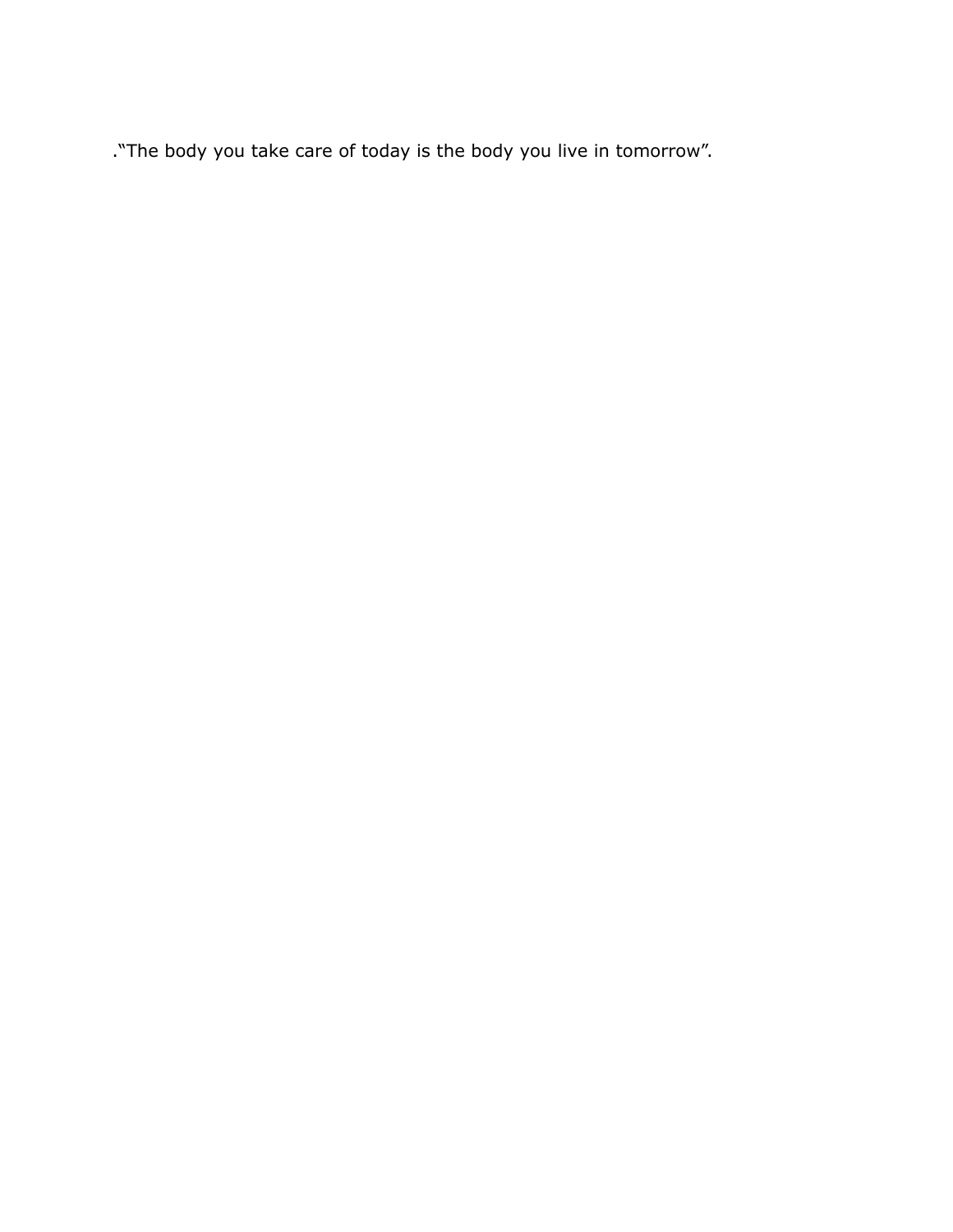."The body you take care of today is the body you live in tomorrow".